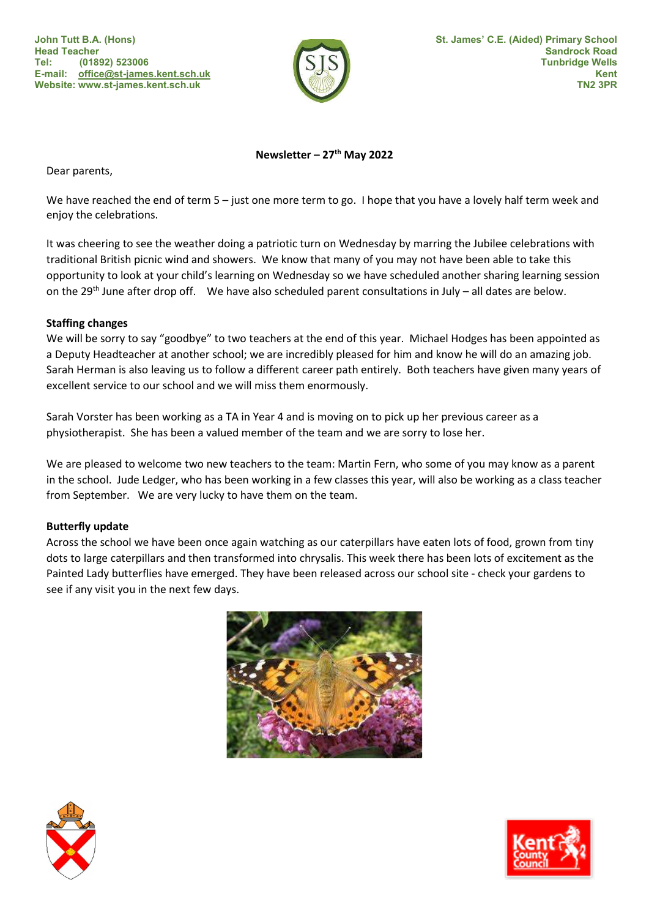John Tutt B.A. (Hons)
Head Teacher
Tel: (01892) 523006
E-mail: office@st-james.kent.sch.uk
Website: www.st-james.kent.sch.uk

St. James' C.E. (Aided) Primary School
Sandrock Road
Tunbridge Wells
Kent
TN2 3PR

**Newsletter – 27th May 2022**

Dear parents,

We have reached the end of term 5 – just one more term to go. I hope that you have a lovely half term week and enjoy the celebrations.

It was cheering to see the weather doing a patriotic turn on Wednesday by marring the Jubilee celebrations with traditional British picnic wind and showers. We know that many of you may not have been able to take this opportunity to look at your child's learning on Wednesday so we have scheduled another sharing learning session on the 29th June after drop off. We have also scheduled parent consultations in July – all dates are below.

**Staffing changes**

We will be sorry to say "goodbye" to two teachers at the end of this year. Michael Hodges has been appointed as a Deputy Headteacher at another school; we are incredibly pleased for him and know he will do an amazing job. Sarah Herman is also leaving us to follow a different career path entirely. Both teachers have given many years of excellent service to our school and we will miss them enormously.

Sarah Vorster has been working as a TA in Year 4 and is moving on to pick up her previous career as a physiotherapist. She has been a valued member of the team and we are sorry to lose her.

We are pleased to welcome two new teachers to the team: Martin Fern, who some of you may know as a parent in the school. Jude Ledger, who has been working in a few classes this year, will also be working as a class teacher from September. We are very lucky to have them on the team.

**Butterfly update**

Across the school we have been once again watching as our caterpillars have eaten lots of food, grown from tiny dots to large caterpillars and then transformed into chrysalis. This week there has been lots of excitement as the Painted Lady butterflies have emerged. They have been released across our school site - check your gardens to see if any visit you in the next few days.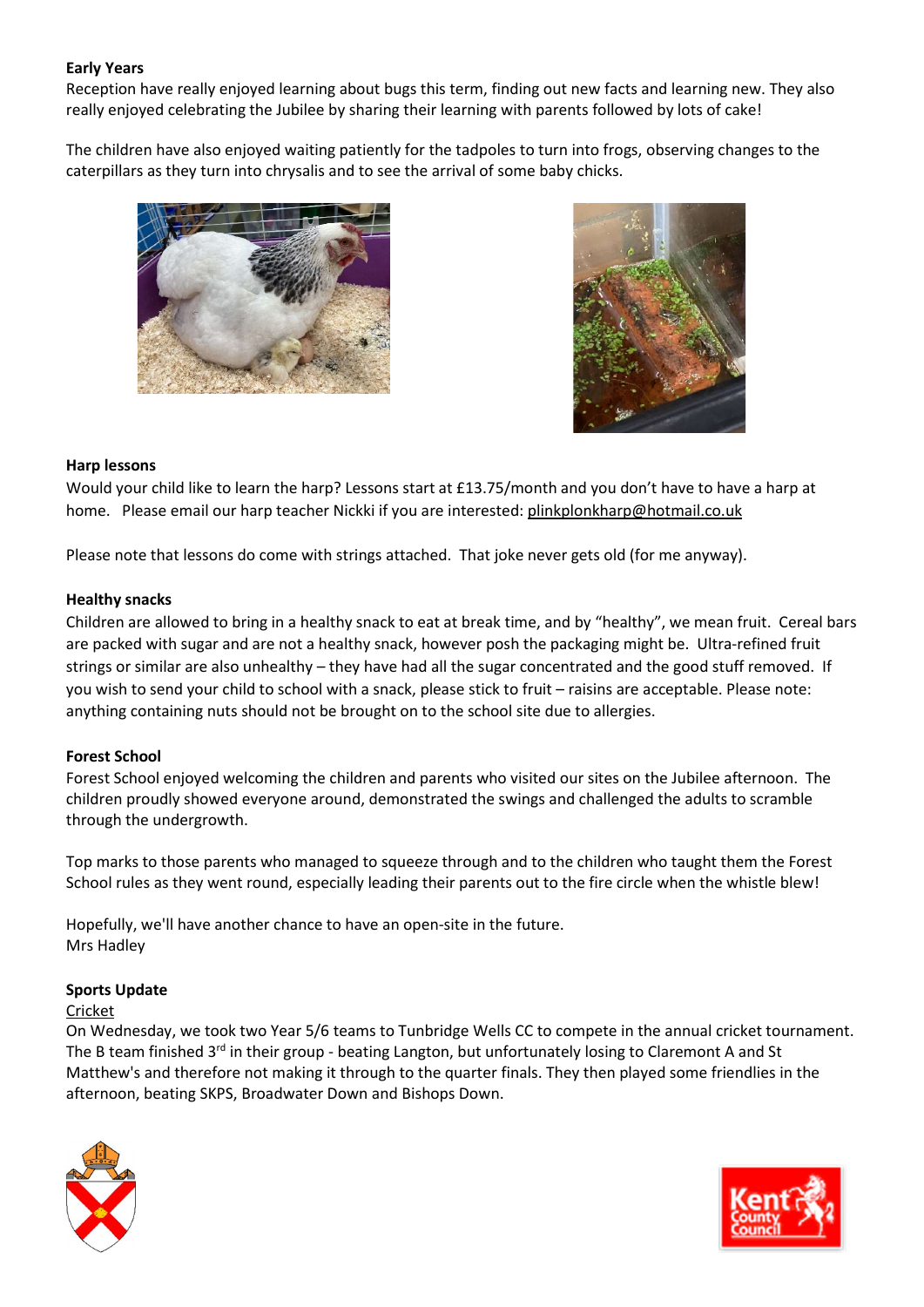**Early Years**

Reception have really enjoyed learning about bugs this term, finding out new facts and learning new. They also really enjoyed celebrating the Jubilee by sharing their learning with parents followed by lots of cake!

The children have also enjoyed waiting patiently for the tadpoles to turn into frogs, observing changes to the caterpillars as they turn into chrysalis and to see the arrival of some baby chicks.

**Harp lessons**

Would your child like to learn the harp? Lessons start at £13.75/month and you don't have to have a harp at home. Please email our harp teacher Nickki if you are interested: plinkplonkharp@hotmail.co.uk

Please note that lessons do come with strings attached. That joke never gets old (for me anyway).

**Healthy snacks**

Children are allowed to bring in a healthy snack to eat at break time, and by "healthy", we mean fruit. Cereal bars are packed with sugar and are not a healthy snack, however posh the packaging might be. Ultra-refined fruit strings or similar are also unhealthy – they have had all the sugar concentrated and the good stuff removed. If you wish to send your child to school with a snack, please stick to fruit – raisins are acceptable. Please note: anything containing nuts should not be brought on to the school site due to allergies.

**Forest School**

Forest School enjoyed welcoming the children and parents who visited our sites on the Jubilee afternoon. The children proudly showed everyone around, demonstrated the swings and challenged the adults to scramble through the undergrowth.

Top marks to those parents who managed to squeeze through and to the children who taught them the Forest School rules as they went round, especially leading their parents out to the fire circle when the whistle blew!

Hopefully, we'll have another chance to have an open-site in the future.
Mrs Hadley

**Sports Update**

Cricket

On Wednesday, we took two Year 5/6 teams to Tunbridge Wells CC to compete in the annual cricket tournament. The B team finished 3rd in their group - beating Langton, but unfortunately losing to Claremont A and St Matthew's and therefore not making it through to the quarter finals. They then played some friendlies in the afternoon, beating SKPS, Broadwater Down and Bishops Down.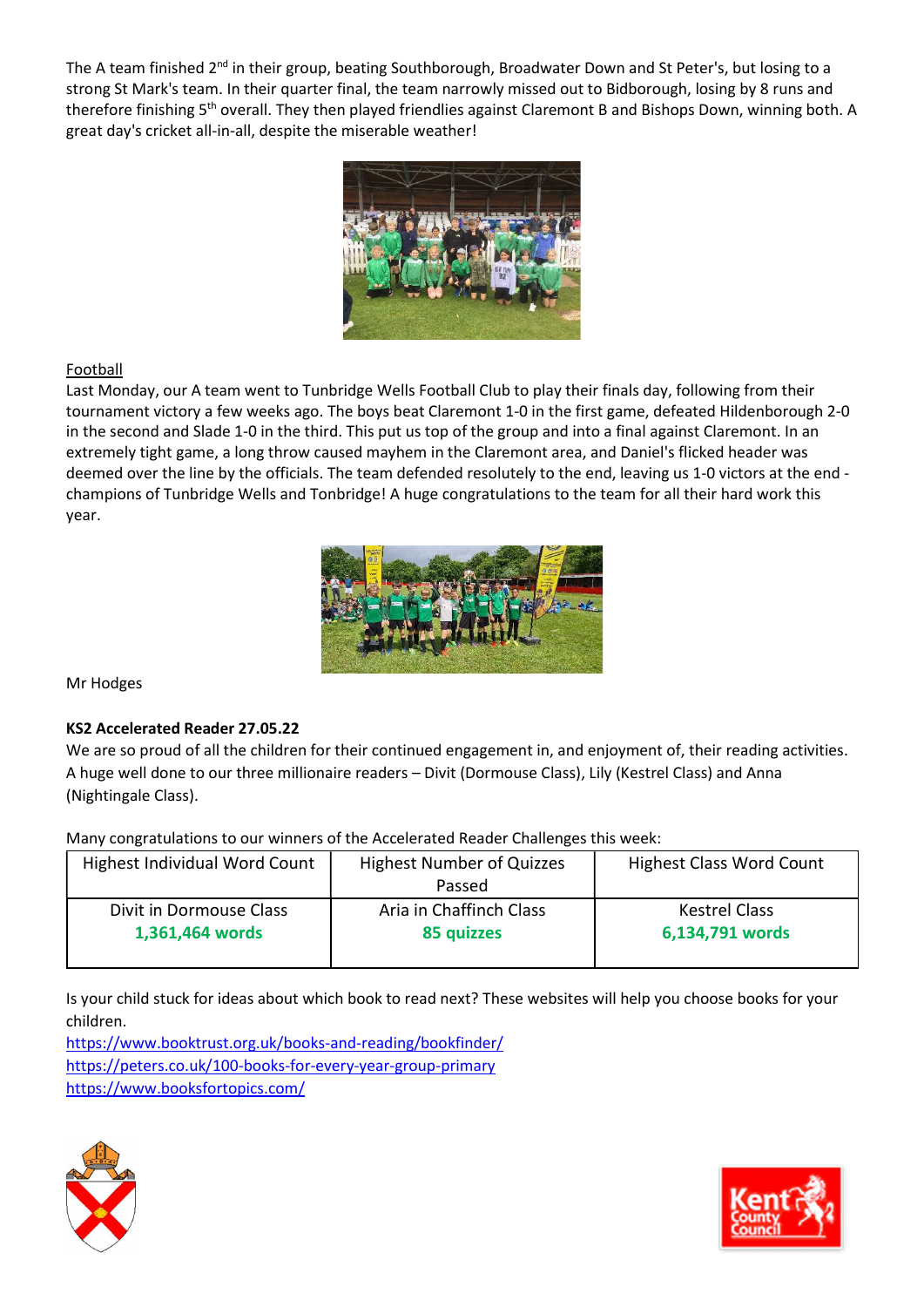The A team finished 2nd in their group, beating Southborough, Broadwater Down and St Peter's, but losing to a strong St Mark's team. In their quarter final, the team narrowly missed out to Bidborough, losing by 8 runs and therefore finishing 5th overall. They then played friendlies against Claremont B and Bishops Down, winning both. A great day's cricket all-in-all, despite the miserable weather!

Football

Last Monday, our A team went to Tunbridge Wells Football Club to play their finals day, following from their tournament victory a few weeks ago. The boys beat Claremont 1-0 in the first game, defeated Hildenborough 2-0 in the second and Slade 1-0 in the third. This put us top of the group and into a final against Claremont. In an extremely tight game, a long throw caused mayhem in the Claremont area, and Daniel's flicked header was deemed over the line by the officials. The team defended resolutely to the end, leaving us 1-0 victors at the end - champions of Tunbridge Wells and Tonbridge! A huge congratulations to the team for all their hard work this year.

Mr Hodges

**KS2 Accelerated Reader 27.05.22**

We are so proud of all the children for their continued engagement in, and enjoyment of, their reading activities. A huge well done to our three millionaire readers – Divit (Dormouse Class), Lily (Kestrel Class) and Anna (Nightingale Class).

Many congratulations to our winners of the Accelerated Reader Challenges this week:

| Highest Individual Word Count | Highest Number of Quizzes Passed | Highest Class Word Count |
|---|---|---|
| Divit in Dormouse Class **1,361,464 words** | Aria in Chaffinch Class **85 quizzes** | Kestrel Class **6,134,791 words** |

Is your child stuck for ideas about which book to read next? These websites will help you choose books for your children.

https://www.booktrust.org.uk/books-and-reading/bookfinder/
https://peters.co.uk/100-books-for-every-year-group-primary
https://www.booksfortopics.com/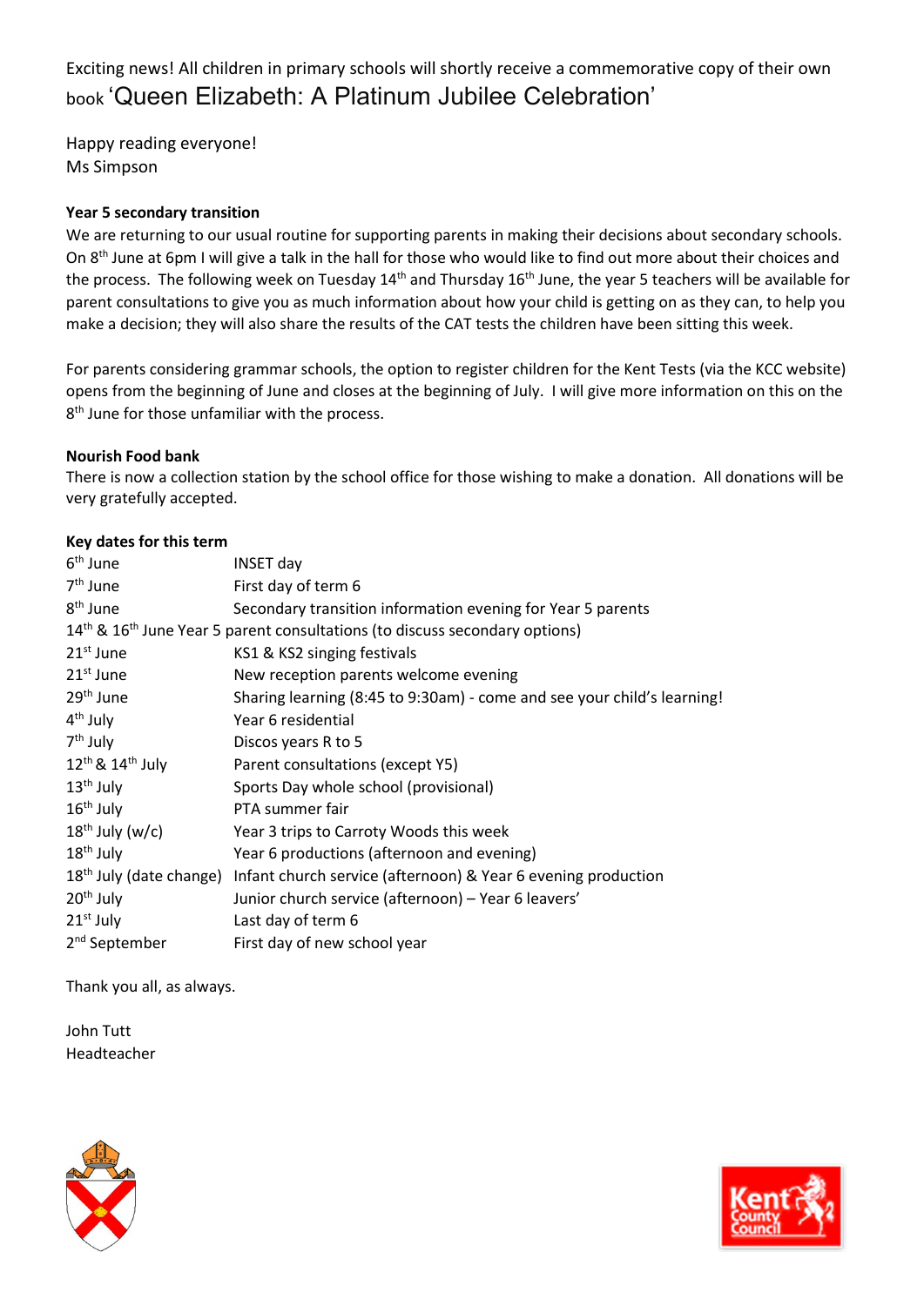Exciting news! All children in primary schools will shortly receive a commemorative copy of their own book 'Queen Elizabeth: A Platinum Jubilee Celebration'

Happy reading everyone!
Ms Simpson

**Year 5 secondary transition**

We are returning to our usual routine for supporting parents in making their decisions about secondary schools. On 8th June at 6pm I will give a talk in the hall for those who would like to find out more about their choices and the process. The following week on Tuesday 14th and Thursday 16th June, the year 5 teachers will be available for parent consultations to give you as much information about how your child is getting on as they can, to help you make a decision; they will also share the results of the CAT tests the children have been sitting this week.

For parents considering grammar schools, the option to register children for the Kent Tests (via the KCC website) opens from the beginning of June and closes at the beginning of July. I will give more information on this on the 8th June for those unfamiliar with the process.

**Nourish Food bank**

There is now a collection station by the school office for those wishing to make a donation. All donations will be very gratefully accepted.

**Key dates for this term**

| | |
|---|---|
| 6th June | INSET day |
| 7th June | First day of term 6 |
| 8th June | Secondary transition information evening for Year 5 parents |
| 14th & 16th June | Year 5 parent consultations (to discuss secondary options) |
| 21st June | KS1 & KS2 singing festivals |
| 21st June | New reception parents welcome evening |
| 29th June | Sharing learning (8:45 to 9:30am) - come and see your child's learning! |
| 4th July | Year 6 residential |
| 7th July | Discos years R to 5 |
| 12th & 14th July | Parent consultations (except Y5) |
| 13th July | Sports Day whole school (provisional) |
| 16th July | PTA summer fair |
| 18th July (w/c) | Year 3 trips to Carroty Woods this week |
| 18th July | Year 6 productions (afternoon and evening) |
| 18th July (date change) | Infant church service (afternoon) & Year 6 evening production |
| 20th July | Junior church service (afternoon) – Year 6 leavers' |
| 21st July | Last day of term 6 |
| 2nd September | First day of new school year |

Thank you all, as always.

John Tutt
Headteacher